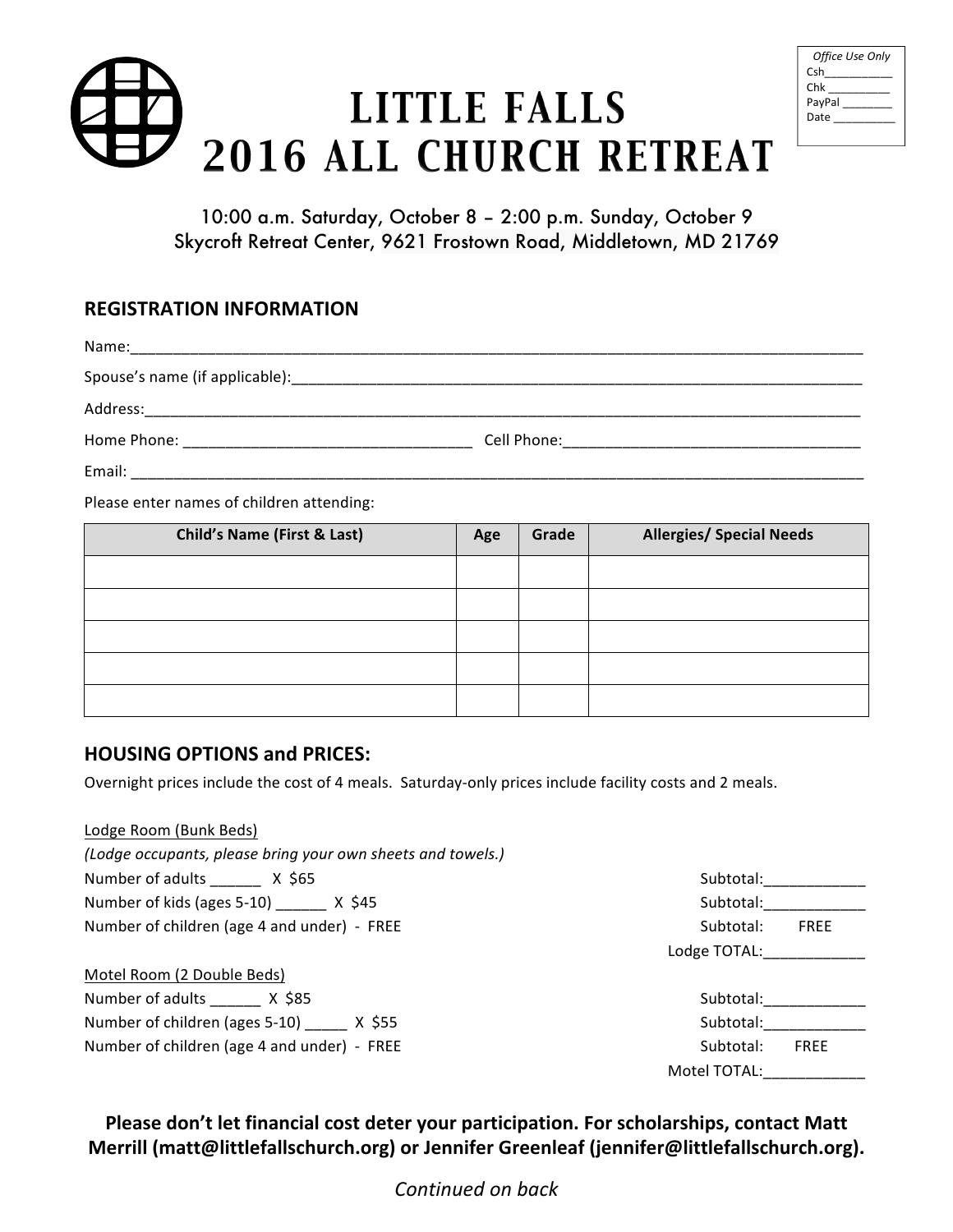Office Use Only
Csh__________
Chk __________
PayPal ________
Date __________

# LITTLE FALLS 2016 ALL CHURCH RETREAT

10:00 a.m. Saturday, October 8 – 2:00 p.m. Sunday, October 9
Skycroft Retreat Center, 9621 Frostown Road, Middletown, MD 21769

## REGISTRATION INFORMATION

Name:______________________________________________________________________________

Spouse's name (if applicable):_______________________________________________________

Address:___________________________________________________________________________

Home Phone: _______________________________ Cell Phone:_______________________________

Email: ____________________________________________________________________________

Please enter names of children attending:

| Child's Name (First & Last) | Age | Grade | Allergies/ Special Needs |
|---|---|---|---|
| | | | |
| | | | |
| | | | |
| | | | |
| | | | |

## HOUSING OPTIONS and PRICES:

Overnight prices include the cost of 4 meals. Saturday-only prices include facility costs and 2 meals.

Lodge Room (Bunk Beds)
*(Lodge occupants, please bring your own sheets and towels.)*

Number of adults ______ X $65 Subtotal:____________
Number of kids (ages 5-10) ______ X $45 Subtotal:____________
Number of children (age 4 and under) - FREE Subtotal: FREE
Lodge TOTAL:____________

Motel Room (2 Double Beds)

Number of adults ______ X $85 Subtotal:____________
Number of children (ages 5-10) _____ X $55 Subtotal:____________
Number of children (age 4 and under) - FREE Subtotal: FREE
Motel TOTAL:____________

**Please don't let financial cost deter your participation. For scholarships, contact Matt Merrill (matt@littlefallschurch.org) or Jennifer Greenleaf (jennifer@littlefallschurch.org).**

*Continued on back*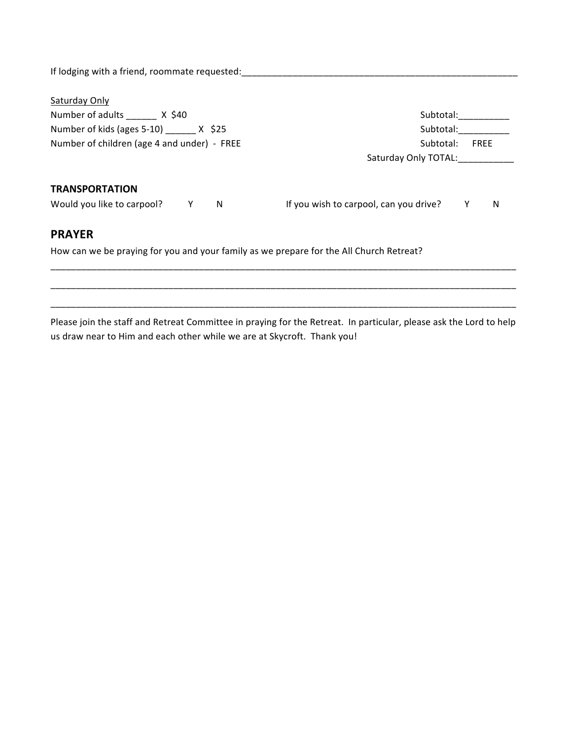If lodging with a friend, roommate requested:_______________________________________________________

Saturday Only

Number of adults ______ X $40 Subtotal:__________

Number of kids (ages 5-10) ______ X $25 Subtotal:__________

Number of children (age 4 and under) - FREE Subtotal: FREE

Saturday Only TOTAL:___________

**TRANSPORTATION**

Would you like to carpool? Y N If you wish to carpool, can you drive? Y N

## PRAYER

How can we be praying for you and your family as we prepare for the All Church Retreat?

_____________________________________________________________________________________________

_____________________________________________________________________________________________

_____________________________________________________________________________________________

Please join the staff and Retreat Committee in praying for the Retreat. In particular, please ask the Lord to help us draw near to Him and each other while we are at Skycroft. Thank you!